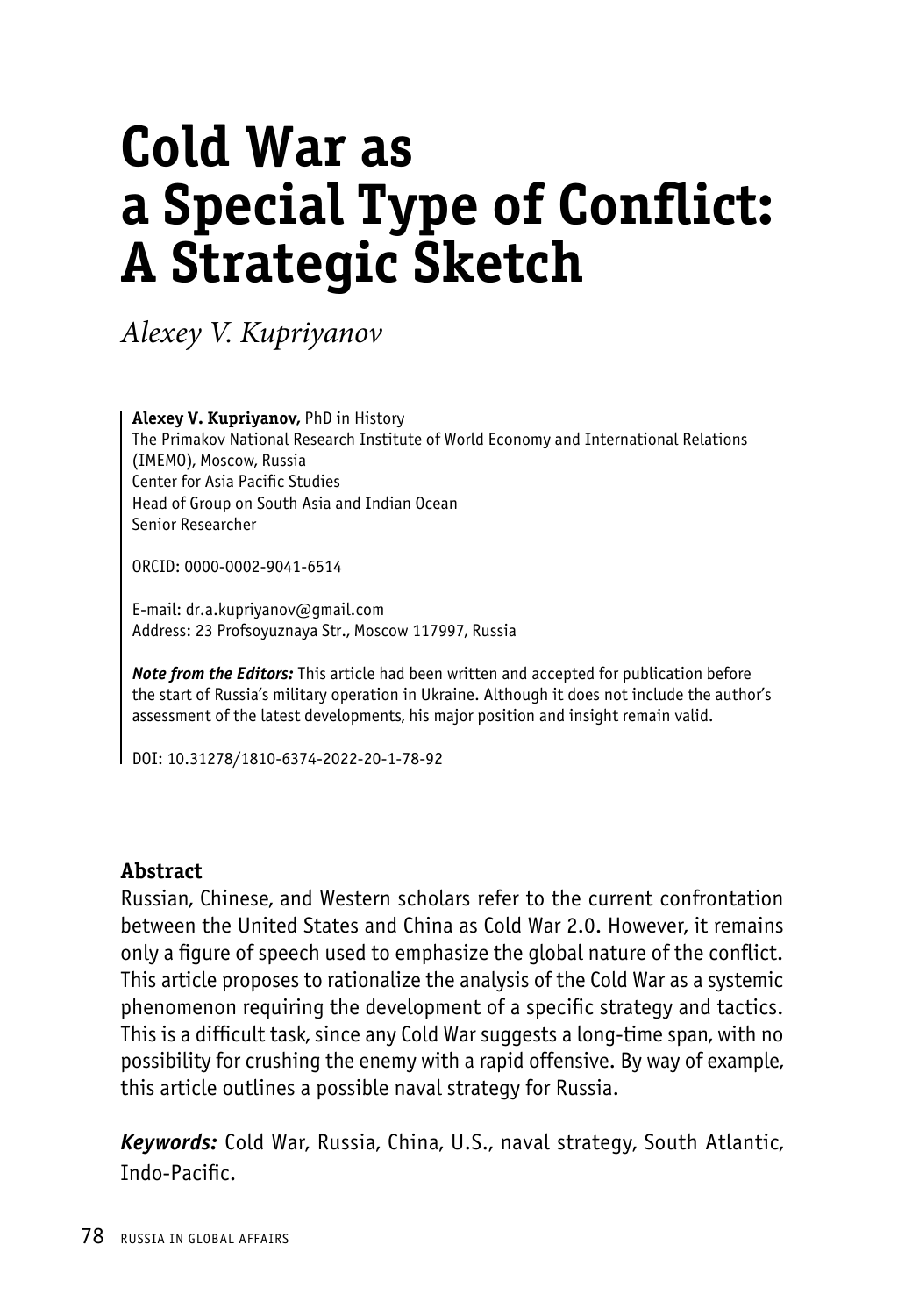# Cold War as a Special Type of Conflict: A Strategic Sketch

*Alexey V. Kupriyanov*

**Alexey V. Kupriyanov,** PhD in History
The Primakov National Research Institute of World Economy and International Relations (IMEMO), Moscow, Russia
Center for Asia Pacific Studies
Head of Group on South Asia and Indian Ocean
Senior Researcher

ORCID: 0000-0002-9041-6514

E-mail: dr.a.kupriyanov@gmail.com
Address: 23 Profsoyuznaya Str., Moscow 117997, Russia

***Note from the Editors:*** This article had been written and accepted for publication before the start of Russia's military operation in Ukraine. Although it does not include the author's assessment of the latest developments, his major position and insight remain valid.

DOI: 10.31278/1810-6374-2022-20-1-78-92

## Abstract

Russian, Chinese, and Western scholars refer to the current confrontation between the United States and China as Cold War 2.0. However, it remains only a figure of speech used to emphasize the global nature of the conflict. This article proposes to rationalize the analysis of the Cold War as a systemic phenomenon requiring the development of a specific strategy and tactics. This is a difficult task, since any Cold War suggests a long-time span, with no possibility for crushing the enemy with a rapid offensive. By way of example, this article outlines a possible naval strategy for Russia.

***Keywords:*** Cold War, Russia, China, U.S., naval strategy, South Atlantic, Indo-Pacific.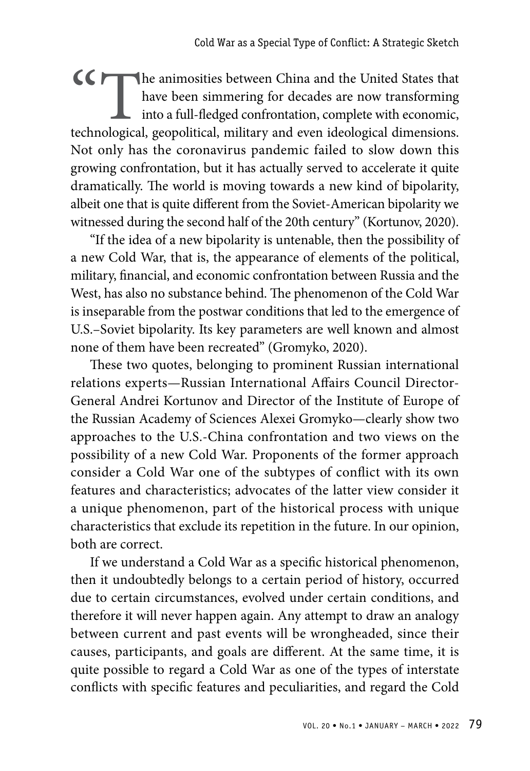"The animosities between China and the United States that have been simmering for decades are now transforming into a full-fledged confrontation, complete with economic, technological, geopolitical, military and even ideological dimensions. Not only has the coronavirus pandemic failed to slow down this growing confrontation, but it has actually served to accelerate it quite dramatically. The world is moving towards a new kind of bipolarity, albeit one that is quite different from the Soviet-American bipolarity we witnessed during the second half of the 20th century" (Kortunov, 2020).

"If the idea of a new bipolarity is untenable, then the possibility of a new Cold War, that is, the appearance of elements of the political, military, financial, and economic confrontation between Russia and the West, has also no substance behind. The phenomenon of the Cold War is inseparable from the postwar conditions that led to the emergence of U.S.–Soviet bipolarity. Its key parameters are well known and almost none of them have been recreated" (Gromyko, 2020).

These two quotes, belonging to prominent Russian international relations experts—Russian International Affairs Council Director-General Andrei Kortunov and Director of the Institute of Europe of the Russian Academy of Sciences Alexei Gromyko—clearly show two approaches to the U.S.-China confrontation and two views on the possibility of a new Cold War. Proponents of the former approach consider a Cold War one of the subtypes of conflict with its own features and characteristics; advocates of the latter view consider it a unique phenomenon, part of the historical process with unique characteristics that exclude its repetition in the future. In our opinion, both are correct.

If we understand a Cold War as a specific historical phenomenon, then it undoubtedly belongs to a certain period of history, occurred due to certain circumstances, evolved under certain conditions, and therefore it will never happen again. Any attempt to draw an analogy between current and past events will be wrongheaded, since their causes, participants, and goals are different. At the same time, it is quite possible to regard a Cold War as one of the types of interstate conflicts with specific features and peculiarities, and regard the Cold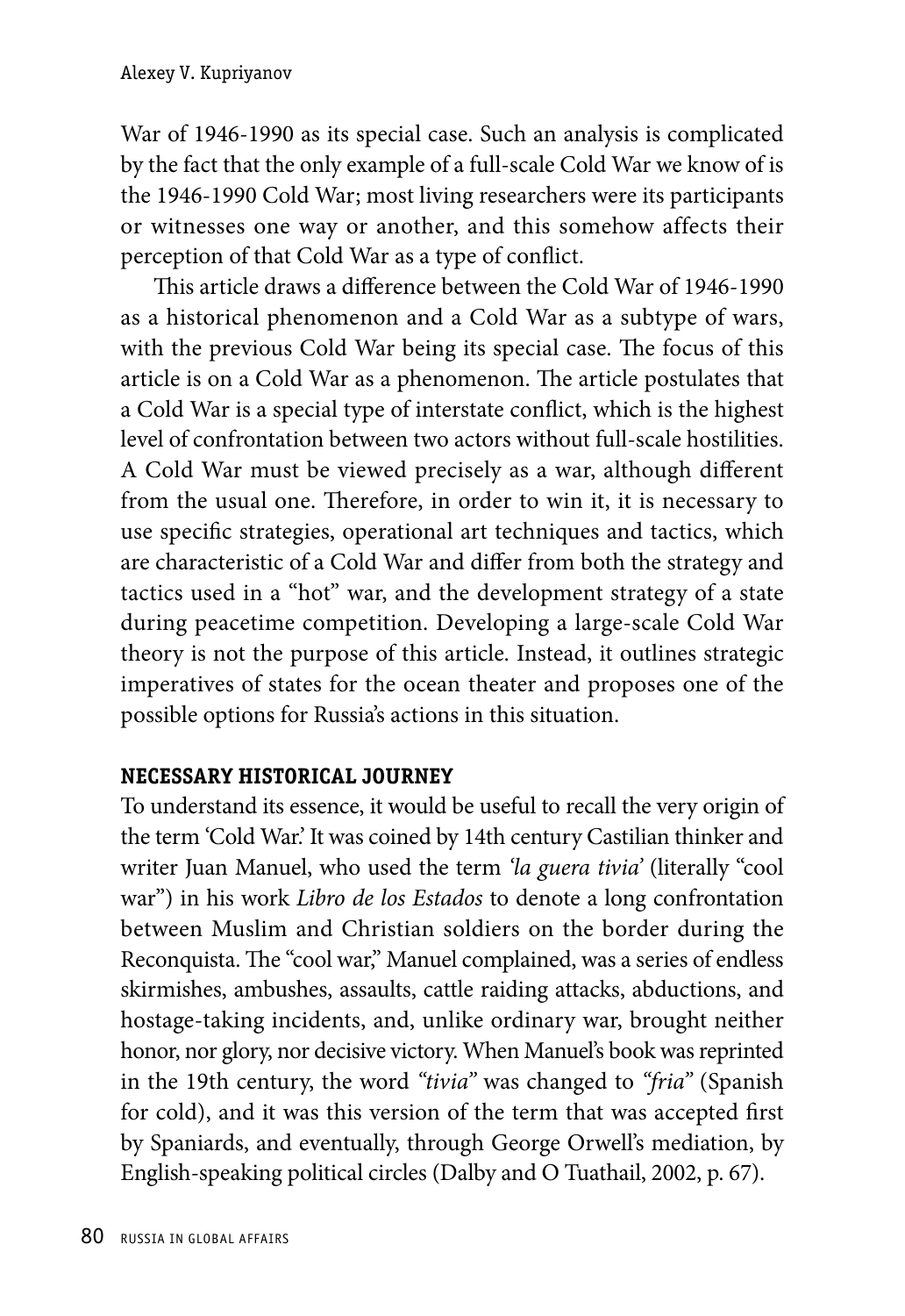War of 1946-1990 as its special case. Such an analysis is complicated by the fact that the only example of a full-scale Cold War we know of is the 1946-1990 Cold War; most living researchers were its participants or witnesses one way or another, and this somehow affects their perception of that Cold War as a type of conflict.

This article draws a difference between the Cold War of 1946-1990 as a historical phenomenon and a Cold War as a subtype of wars, with the previous Cold War being its special case. The focus of this article is on a Cold War as a phenomenon. The article postulates that a Cold War is a special type of interstate conflict, which is the highest level of confrontation between two actors without full-scale hostilities. A Cold War must be viewed precisely as a war, although different from the usual one. Therefore, in order to win it, it is necessary to use specific strategies, operational art techniques and tactics, which are characteristic of a Cold War and differ from both the strategy and tactics used in a "hot" war, and the development strategy of a state during peacetime competition. Developing a large-scale Cold War theory is not the purpose of this article. Instead, it outlines strategic imperatives of states for the ocean theater and proposes one of the possible options for Russia's actions in this situation.

## NECESSARY HISTORICAL JOURNEY

To understand its essence, it would be useful to recall the very origin of the term 'Cold War.' It was coined by 14th century Castilian thinker and writer Juan Manuel, who used the term *'la guera tivia'* (literally "cool war") in his work *Libro de los Estados* to denote a long confrontation between Muslim and Christian soldiers on the border during the Reconquista. The "cool war," Manuel complained, was a series of endless skirmishes, ambushes, assaults, cattle raiding attacks, abductions, and hostage-taking incidents, and, unlike ordinary war, brought neither honor, nor glory, nor decisive victory. When Manuel's book was reprinted in the 19th century, the word *"tivia"* was changed to *"fria"* (Spanish for cold), and it was this version of the term that was accepted first by Spaniards, and eventually, through George Orwell's mediation, by English-speaking political circles (Dalby and O Tuathail, 2002, p. 67).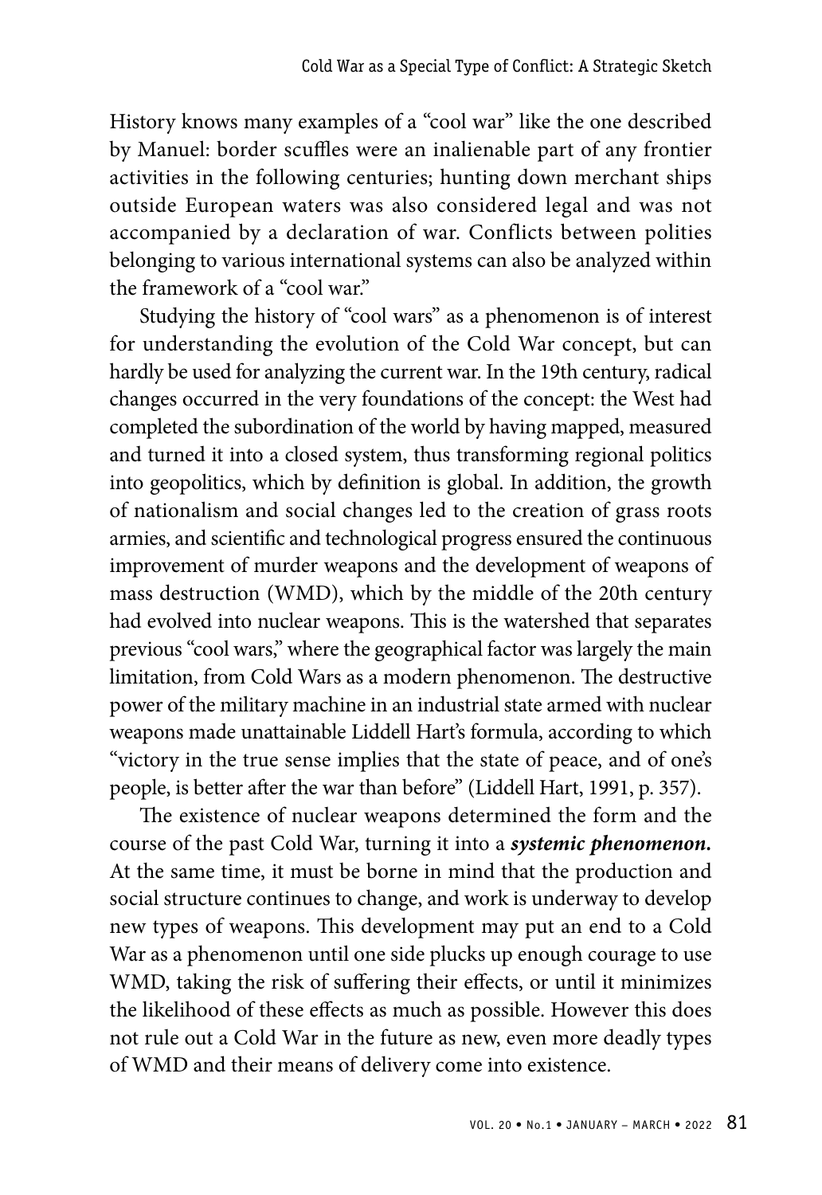History knows many examples of a "cool war" like the one described by Manuel: border scuffles were an inalienable part of any frontier activities in the following centuries; hunting down merchant ships outside European waters was also considered legal and was not accompanied by a declaration of war. Conflicts between polities belonging to various international systems can also be analyzed within the framework of a "cool war."

Studying the history of "cool wars" as a phenomenon is of interest for understanding the evolution of the Cold War concept, but can hardly be used for analyzing the current war. In the 19th century, radical changes occurred in the very foundations of the concept: the West had completed the subordination of the world by having mapped, measured and turned it into a closed system, thus transforming regional politics into geopolitics, which by definition is global. In addition, the growth of nationalism and social changes led to the creation of grass roots armies, and scientific and technological progress ensured the continuous improvement of murder weapons and the development of weapons of mass destruction (WMD), which by the middle of the 20th century had evolved into nuclear weapons. This is the watershed that separates previous "cool wars," where the geographical factor was largely the main limitation, from Cold Wars as a modern phenomenon. The destructive power of the military machine in an industrial state armed with nuclear weapons made unattainable Liddell Hart's formula, according to which "victory in the true sense implies that the state of peace, and of one's people, is better after the war than before" (Liddell Hart, 1991, p. 357).

The existence of nuclear weapons determined the form and the course of the past Cold War, turning it into a ***systemic phenomenon.*** At the same time, it must be borne in mind that the production and social structure continues to change, and work is underway to develop new types of weapons. This development may put an end to a Cold War as a phenomenon until one side plucks up enough courage to use WMD, taking the risk of suffering their effects, or until it minimizes the likelihood of these effects as much as possible. However this does not rule out a Cold War in the future as new, even more deadly types of WMD and their means of delivery come into existence.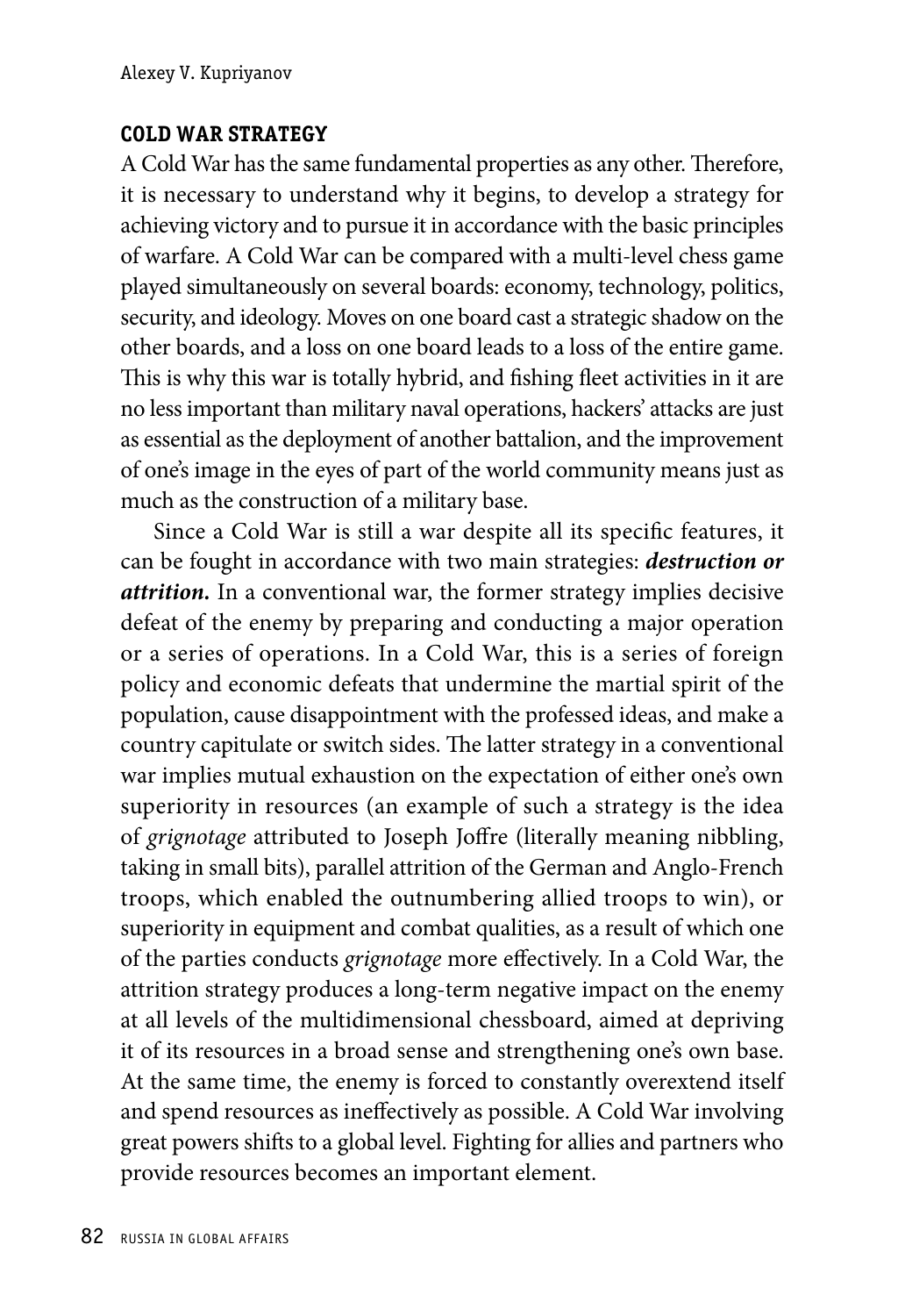## COLD WAR STRATEGY

A Cold War has the same fundamental properties as any other. Therefore, it is necessary to understand why it begins, to develop a strategy for achieving victory and to pursue it in accordance with the basic principles of warfare. A Cold War can be compared with a multi-level chess game played simultaneously on several boards: economy, technology, politics, security, and ideology. Moves on one board cast a strategic shadow on the other boards, and a loss on one board leads to a loss of the entire game. This is why this war is totally hybrid, and fishing fleet activities in it are no less important than military naval operations, hackers' attacks are just as essential as the deployment of another battalion, and the improvement of one's image in the eyes of part of the world community means just as much as the construction of a military base.

Since a Cold War is still a war despite all its specific features, it can be fought in accordance with two main strategies: ***destruction or attrition.*** In a conventional war, the former strategy implies decisive defeat of the enemy by preparing and conducting a major operation or a series of operations. In a Cold War, this is a series of foreign policy and economic defeats that undermine the martial spirit of the population, cause disappointment with the professed ideas, and make a country capitulate or switch sides. The latter strategy in a conventional war implies mutual exhaustion on the expectation of either one's own superiority in resources (an example of such a strategy is the idea of *grignotage* attributed to Joseph Joffre (literally meaning nibbling, taking in small bits), parallel attrition of the German and Anglo-French troops, which enabled the outnumbering allied troops to win), or superiority in equipment and combat qualities, as a result of which one of the parties conducts *grignotage* more effectively. In a Cold War, the attrition strategy produces a long-term negative impact on the enemy at all levels of the multidimensional chessboard, aimed at depriving it of its resources in a broad sense and strengthening one's own base. At the same time, the enemy is forced to constantly overextend itself and spend resources as ineffectively as possible. A Cold War involving great powers shifts to a global level. Fighting for allies and partners who provide resources becomes an important element.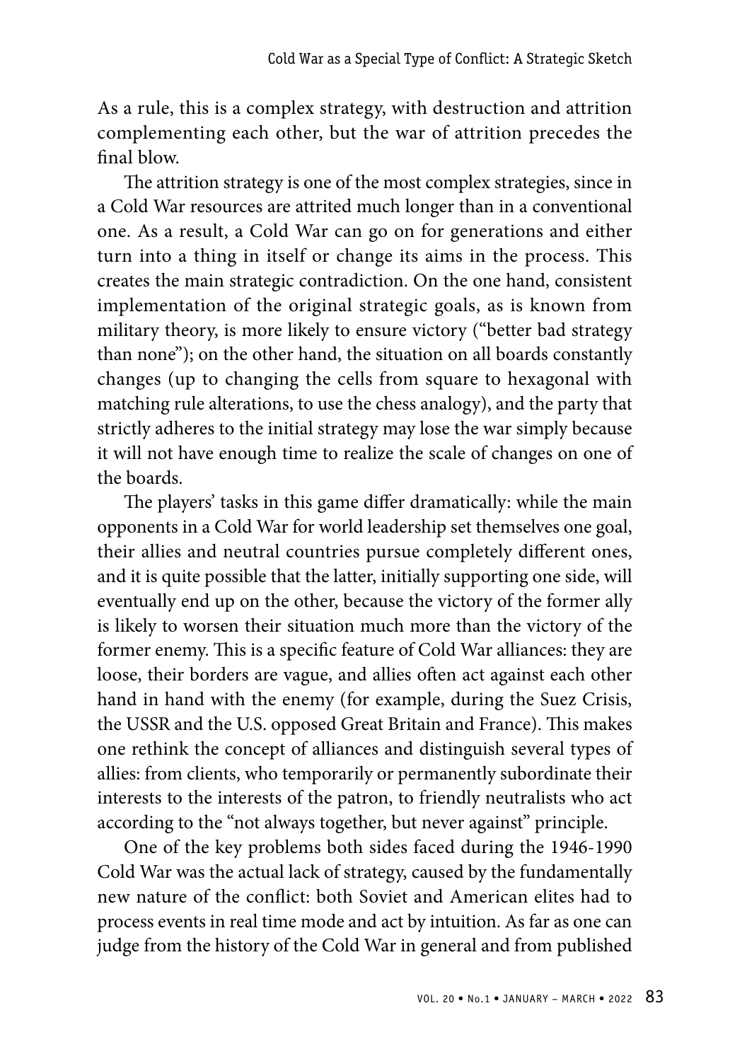As a rule, this is a complex strategy, with destruction and attrition complementing each other, but the war of attrition precedes the final blow.

The attrition strategy is one of the most complex strategies, since in a Cold War resources are attrited much longer than in a conventional one. As a result, a Cold War can go on for generations and either turn into a thing in itself or change its aims in the process. This creates the main strategic contradiction. On the one hand, consistent implementation of the original strategic goals, as is known from military theory, is more likely to ensure victory ("better bad strategy than none"); on the other hand, the situation on all boards constantly changes (up to changing the cells from square to hexagonal with matching rule alterations, to use the chess analogy), and the party that strictly adheres to the initial strategy may lose the war simply because it will not have enough time to realize the scale of changes on one of the boards.

The players' tasks in this game differ dramatically: while the main opponents in a Cold War for world leadership set themselves one goal, their allies and neutral countries pursue completely different ones, and it is quite possible that the latter, initially supporting one side, will eventually end up on the other, because the victory of the former ally is likely to worsen their situation much more than the victory of the former enemy. This is a specific feature of Cold War alliances: they are loose, their borders are vague, and allies often act against each other hand in hand with the enemy (for example, during the Suez Crisis, the USSR and the U.S. opposed Great Britain and France). This makes one rethink the concept of alliances and distinguish several types of allies: from clients, who temporarily or permanently subordinate their interests to the interests of the patron, to friendly neutralists who act according to the "not always together, but never against" principle.

One of the key problems both sides faced during the 1946-1990 Cold War was the actual lack of strategy, caused by the fundamentally new nature of the conflict: both Soviet and American elites had to process events in real time mode and act by intuition. As far as one can judge from the history of the Cold War in general and from published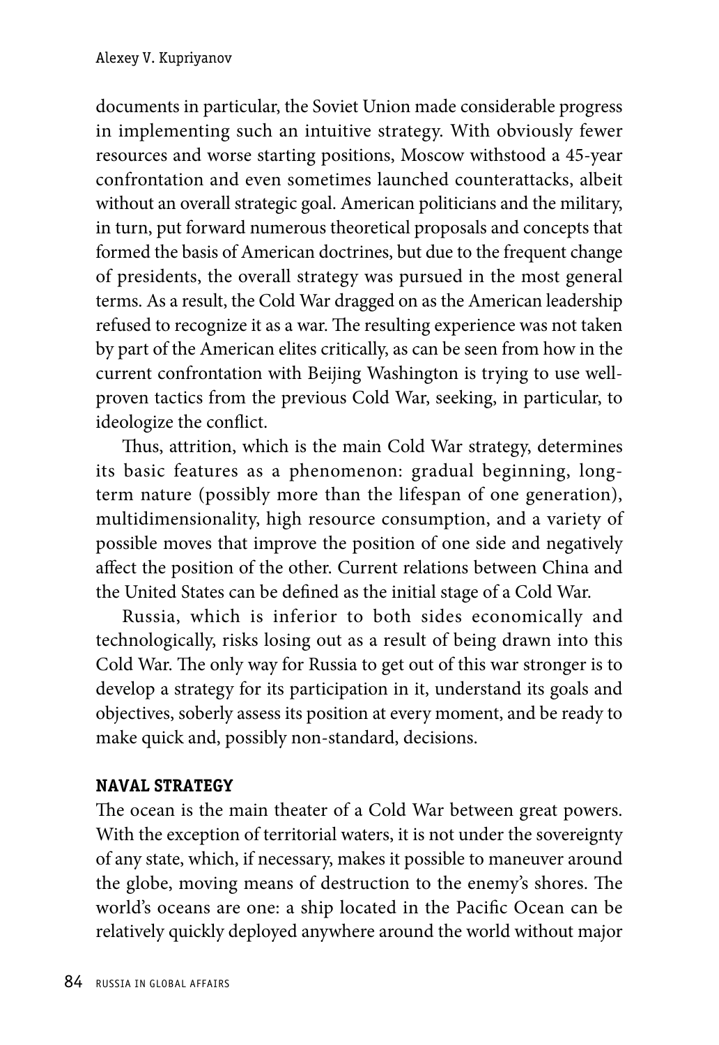documents in particular, the Soviet Union made considerable progress in implementing such an intuitive strategy. With obviously fewer resources and worse starting positions, Moscow withstood a 45-year confrontation and even sometimes launched counterattacks, albeit without an overall strategic goal. American politicians and the military, in turn, put forward numerous theoretical proposals and concepts that formed the basis of American doctrines, but due to the frequent change of presidents, the overall strategy was pursued in the most general terms. As a result, the Cold War dragged on as the American leadership refused to recognize it as a war. The resulting experience was not taken by part of the American elites critically, as can be seen from how in the current confrontation with Beijing Washington is trying to use well-proven tactics from the previous Cold War, seeking, in particular, to ideologize the conflict.

Thus, attrition, which is the main Cold War strategy, determines its basic features as a phenomenon: gradual beginning, long-term nature (possibly more than the lifespan of one generation), multidimensionality, high resource consumption, and a variety of possible moves that improve the position of one side and negatively affect the position of the other. Current relations between China and the United States can be defined as the initial stage of a Cold War.

Russia, which is inferior to both sides economically and technologically, risks losing out as a result of being drawn into this Cold War. The only way for Russia to get out of this war stronger is to develop a strategy for its participation in it, understand its goals and objectives, soberly assess its position at every moment, and be ready to make quick and, possibly non-standard, decisions.

## NAVAL STRATEGY

The ocean is the main theater of a Cold War between great powers. With the exception of territorial waters, it is not under the sovereignty of any state, which, if necessary, makes it possible to maneuver around the globe, moving means of destruction to the enemy's shores. The world's oceans are one: a ship located in the Pacific Ocean can be relatively quickly deployed anywhere around the world without major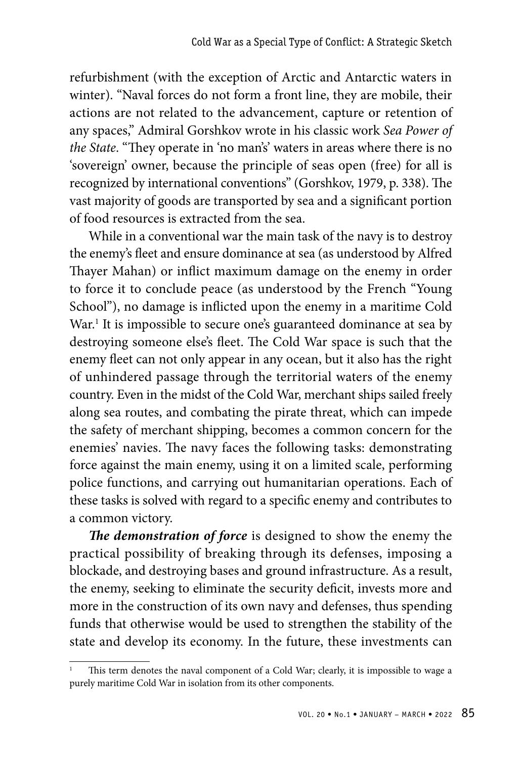refurbishment (with the exception of Arctic and Antarctic waters in winter). "Naval forces do not form a front line, they are mobile, their actions are not related to the advancement, capture or retention of any spaces," Admiral Gorshkov wrote in his classic work *Sea Power of the State*. "They operate in 'no man's' waters in areas where there is no 'sovereign' owner, because the principle of seas open (free) for all is recognized by international conventions" (Gorshkov, 1979, p. 338). The vast majority of goods are transported by sea and a significant portion of food resources is extracted from the sea.

While in a conventional war the main task of the navy is to destroy the enemy's fleet and ensure dominance at sea (as understood by Alfred Thayer Mahan) or inflict maximum damage on the enemy in order to force it to conclude peace (as understood by the French "Young School"), no damage is inflicted upon the enemy in a maritime Cold War.[1] It is impossible to secure one's guaranteed dominance at sea by destroying someone else's fleet. The Cold War space is such that the enemy fleet can not only appear in any ocean, but it also has the right of unhindered passage through the territorial waters of the enemy country. Even in the midst of the Cold War, merchant ships sailed freely along sea routes, and combating the pirate threat, which can impede the safety of merchant shipping, becomes a common concern for the enemies' navies. The navy faces the following tasks: demonstrating force against the main enemy, using it on a limited scale, performing police functions, and carrying out humanitarian operations. Each of these tasks is solved with regard to a specific enemy and contributes to a common victory.

***The demonstration of force*** is designed to show the enemy the practical possibility of breaking through its defenses, imposing a blockade, and destroying bases and ground infrastructure. As a result, the enemy, seeking to eliminate the security deficit, invests more and more in the construction of its own navy and defenses, thus spending funds that otherwise would be used to strengthen the stability of the state and develop its economy. In the future, these investments can

[1] This term denotes the naval component of a Cold War; clearly, it is impossible to wage a purely maritime Cold War in isolation from its other components.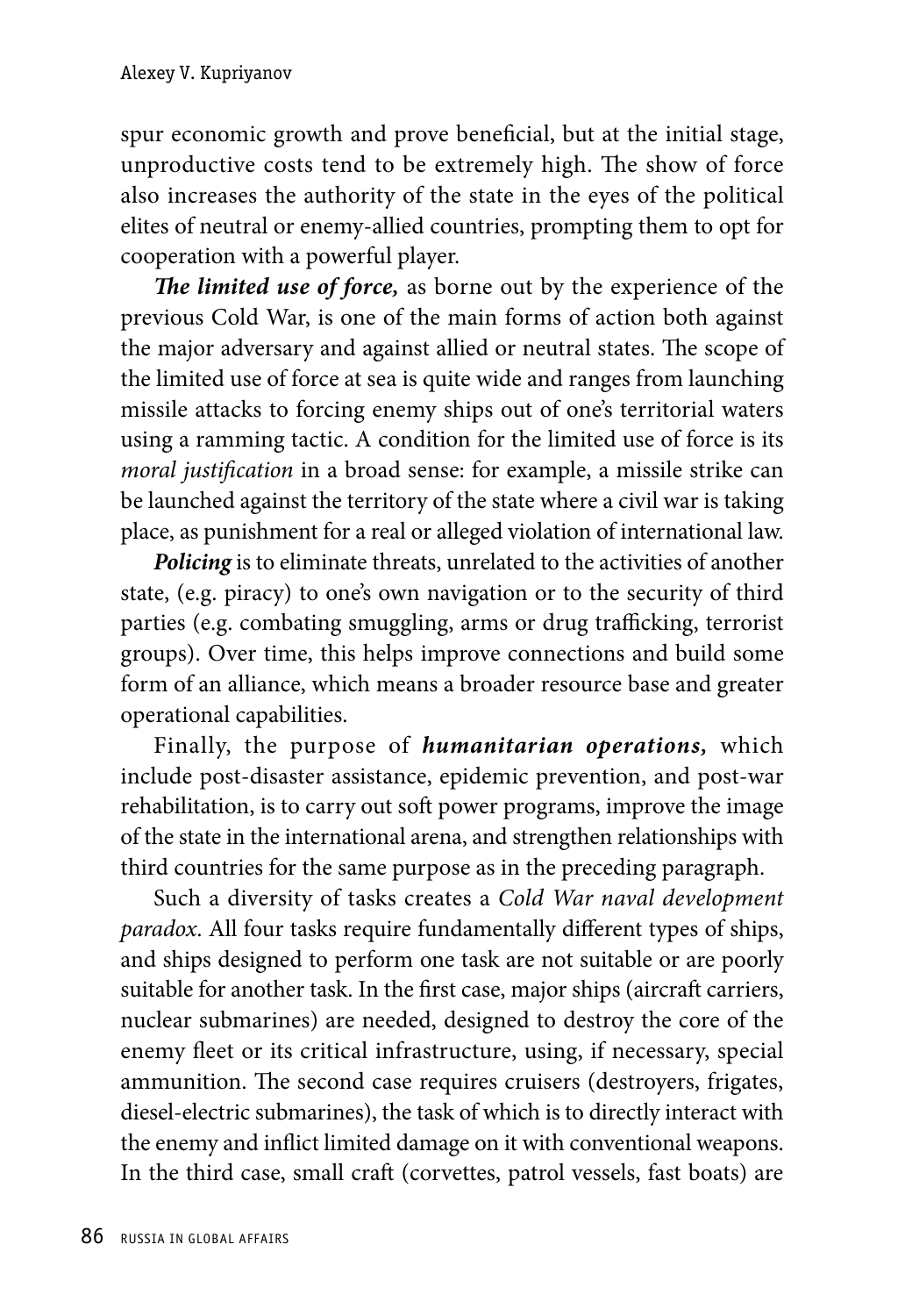spur economic growth and prove beneficial, but at the initial stage, unproductive costs tend to be extremely high. The show of force also increases the authority of the state in the eyes of the political elites of neutral or enemy-allied countries, prompting them to opt for cooperation with a powerful player.

***The limited use of force,*** as borne out by the experience of the previous Cold War, is one of the main forms of action both against the major adversary and against allied or neutral states. The scope of the limited use of force at sea is quite wide and ranges from launching missile attacks to forcing enemy ships out of one's territorial waters using a ramming tactic. A condition for the limited use of force is its *moral justification* in a broad sense: for example, a missile strike can be launched against the territory of the state where a civil war is taking place, as punishment for a real or alleged violation of international law.

***Policing*** is to eliminate threats, unrelated to the activities of another state, (e.g. piracy) to one's own navigation or to the security of third parties (e.g. combating smuggling, arms or drug trafficking, terrorist groups). Over time, this helps improve connections and build some form of an alliance, which means a broader resource base and greater operational capabilities.

Finally, the purpose of ***humanitarian operations,*** which include post-disaster assistance, epidemic prevention, and post-war rehabilitation, is to carry out soft power programs, improve the image of the state in the international arena, and strengthen relationships with third countries for the same purpose as in the preceding paragraph.

Such a diversity of tasks creates a *Cold War naval development paradox*. All four tasks require fundamentally different types of ships, and ships designed to perform one task are not suitable or are poorly suitable for another task. In the first case, major ships (aircraft carriers, nuclear submarines) are needed, designed to destroy the core of the enemy fleet or its critical infrastructure, using, if necessary, special ammunition. The second case requires cruisers (destroyers, frigates, diesel-electric submarines), the task of which is to directly interact with the enemy and inflict limited damage on it with conventional weapons. In the third case, small craft (corvettes, patrol vessels, fast boats) are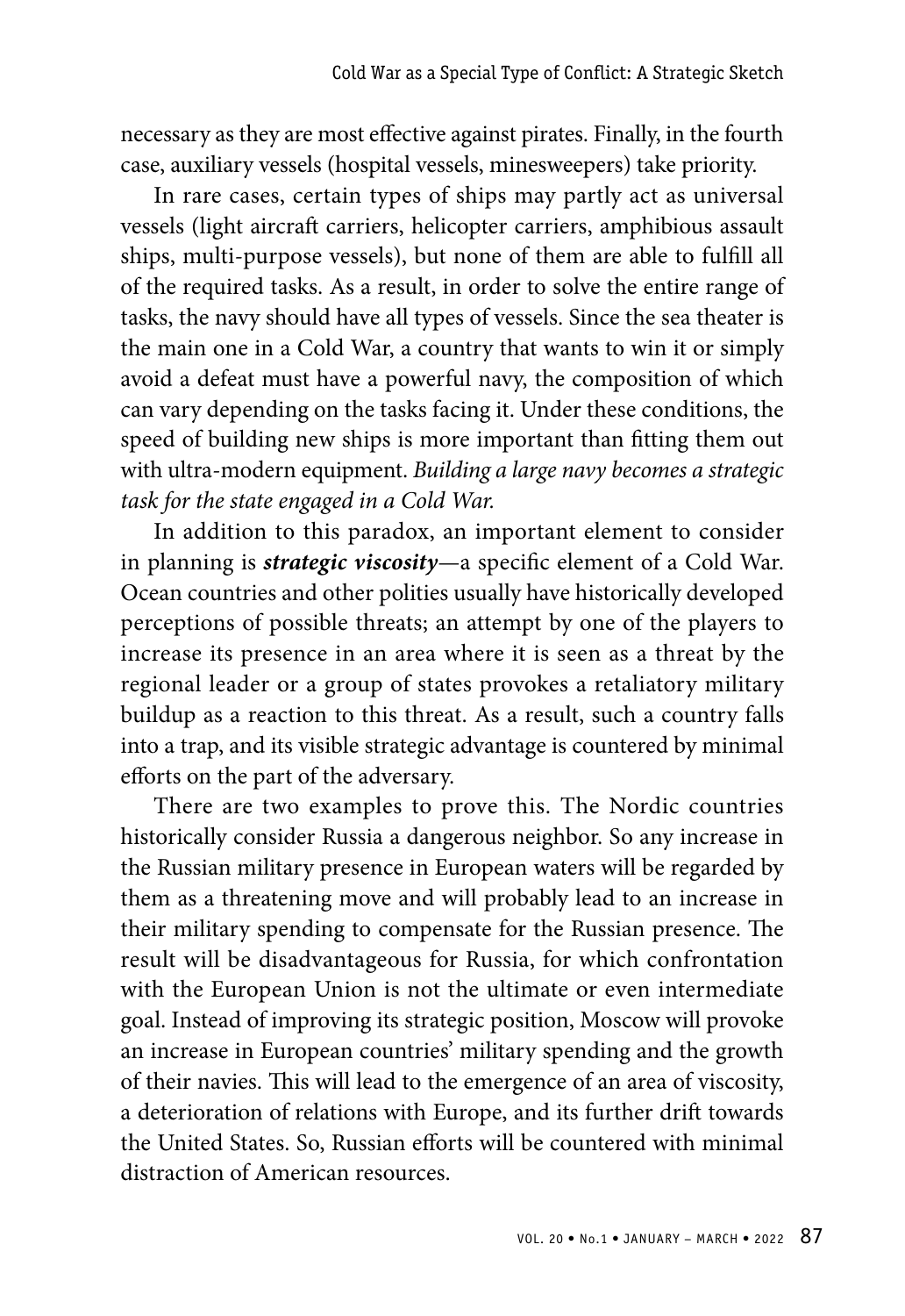necessary as they are most effective against pirates. Finally, in the fourth case, auxiliary vessels (hospital vessels, minesweepers) take priority.

In rare cases, certain types of ships may partly act as universal vessels (light aircraft carriers, helicopter carriers, amphibious assault ships, multi-purpose vessels), but none of them are able to fulfill all of the required tasks. As a result, in order to solve the entire range of tasks, the navy should have all types of vessels. Since the sea theater is the main one in a Cold War, a country that wants to win it or simply avoid a defeat must have a powerful navy, the composition of which can vary depending on the tasks facing it. Under these conditions, the speed of building new ships is more important than fitting them out with ultra-modern equipment. *Building a large navy becomes a strategic task for the state engaged in a Cold War.*

In addition to this paradox, an important element to consider in planning is ***strategic viscosity***—a specific element of a Cold War. Ocean countries and other polities usually have historically developed perceptions of possible threats; an attempt by one of the players to increase its presence in an area where it is seen as a threat by the regional leader or a group of states provokes a retaliatory military buildup as a reaction to this threat. As a result, such a country falls into a trap, and its visible strategic advantage is countered by minimal efforts on the part of the adversary.

There are two examples to prove this. The Nordic countries historically consider Russia a dangerous neighbor. So any increase in the Russian military presence in European waters will be regarded by them as a threatening move and will probably lead to an increase in their military spending to compensate for the Russian presence. The result will be disadvantageous for Russia, for which confrontation with the European Union is not the ultimate or even intermediate goal. Instead of improving its strategic position, Moscow will provoke an increase in European countries' military spending and the growth of their navies. This will lead to the emergence of an area of viscosity, a deterioration of relations with Europe, and its further drift towards the United States. So, Russian efforts will be countered with minimal distraction of American resources.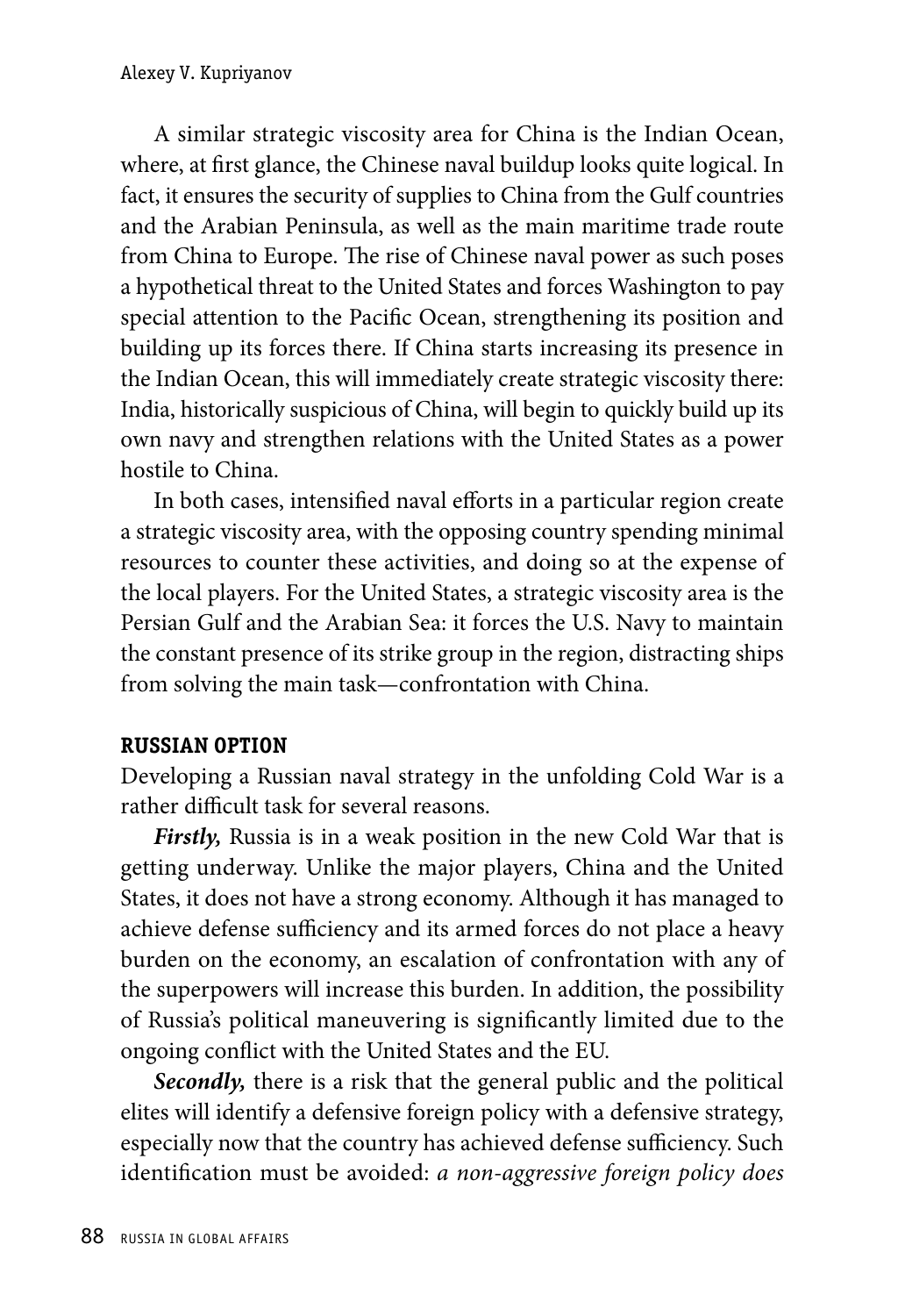A similar strategic viscosity area for China is the Indian Ocean, where, at first glance, the Chinese naval buildup looks quite logical. In fact, it ensures the security of supplies to China from the Gulf countries and the Arabian Peninsula, as well as the main maritime trade route from China to Europe. The rise of Chinese naval power as such poses a hypothetical threat to the United States and forces Washington to pay special attention to the Pacific Ocean, strengthening its position and building up its forces there. If China starts increasing its presence in the Indian Ocean, this will immediately create strategic viscosity there: India, historically suspicious of China, will begin to quickly build up its own navy and strengthen relations with the United States as a power hostile to China.

In both cases, intensified naval efforts in a particular region create a strategic viscosity area, with the opposing country spending minimal resources to counter these activities, and doing so at the expense of the local players. For the United States, a strategic viscosity area is the Persian Gulf and the Arabian Sea: it forces the U.S. Navy to maintain the constant presence of its strike group in the region, distracting ships from solving the main task—confrontation with China.

## RUSSIAN OPTION

Developing a Russian naval strategy in the unfolding Cold War is a rather difficult task for several reasons.

***Firstly,*** Russia is in a weak position in the new Cold War that is getting underway. Unlike the major players, China and the United States, it does not have a strong economy. Although it has managed to achieve defense sufficiency and its armed forces do not place a heavy burden on the economy, an escalation of confrontation with any of the superpowers will increase this burden. In addition, the possibility of Russia's political maneuvering is significantly limited due to the ongoing conflict with the United States and the EU.

***Secondly,*** there is a risk that the general public and the political elites will identify a defensive foreign policy with a defensive strategy, especially now that the country has achieved defense sufficiency. Such identification must be avoided: *a non-aggressive foreign policy does*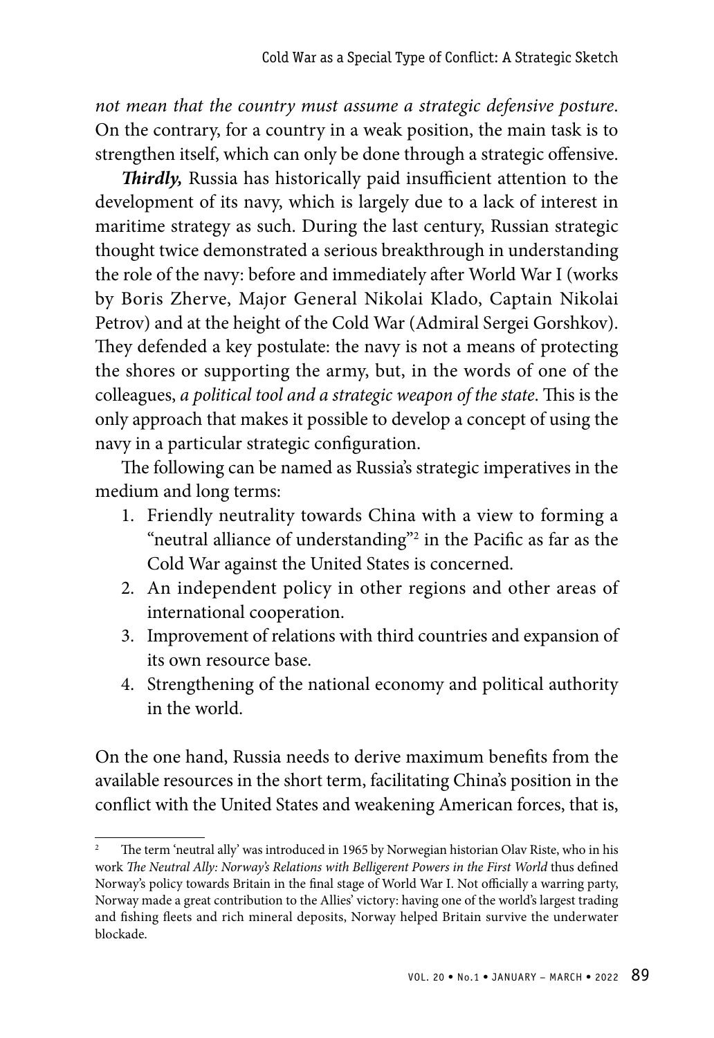*not mean that the country must assume a strategic defensive posture*. On the contrary, for a country in a weak position, the main task is to strengthen itself, which can only be done through a strategic offensive.

***Thirdly,*** Russia has historically paid insufficient attention to the development of its navy, which is largely due to a lack of interest in maritime strategy as such. During the last century, Russian strategic thought twice demonstrated a serious breakthrough in understanding the role of the navy: before and immediately after World War I (works by Boris Zherve, Major General Nikolai Klado, Captain Nikolai Petrov) and at the height of the Cold War (Admiral Sergei Gorshkov). They defended a key postulate: the navy is not a means of protecting the shores or supporting the army, but, in the words of one of the colleagues, *a political tool and a strategic weapon of the state*. This is the only approach that makes it possible to develop a concept of using the navy in a particular strategic configuration.

The following can be named as Russia's strategic imperatives in the medium and long terms:

1. Friendly neutrality towards China with a view to forming a "neutral alliance of understanding"[2] in the Pacific as far as the Cold War against the United States is concerned.
2. An independent policy in other regions and other areas of international cooperation.
3. Improvement of relations with third countries and expansion of its own resource base.
4. Strengthening of the national economy and political authority in the world.

On the one hand, Russia needs to derive maximum benefits from the available resources in the short term, facilitating China's position in the conflict with the United States and weakening American forces, that is,

[2] The term 'neutral ally' was introduced in 1965 by Norwegian historian Olav Riste, who in his work *The Neutral Ally: Norway's Relations with Belligerent Powers in the First World* thus defined Norway's policy towards Britain in the final stage of World War I. Not officially a warring party, Norway made a great contribution to the Allies' victory: having one of the world's largest trading and fishing fleets and rich mineral deposits, Norway helped Britain survive the underwater blockade.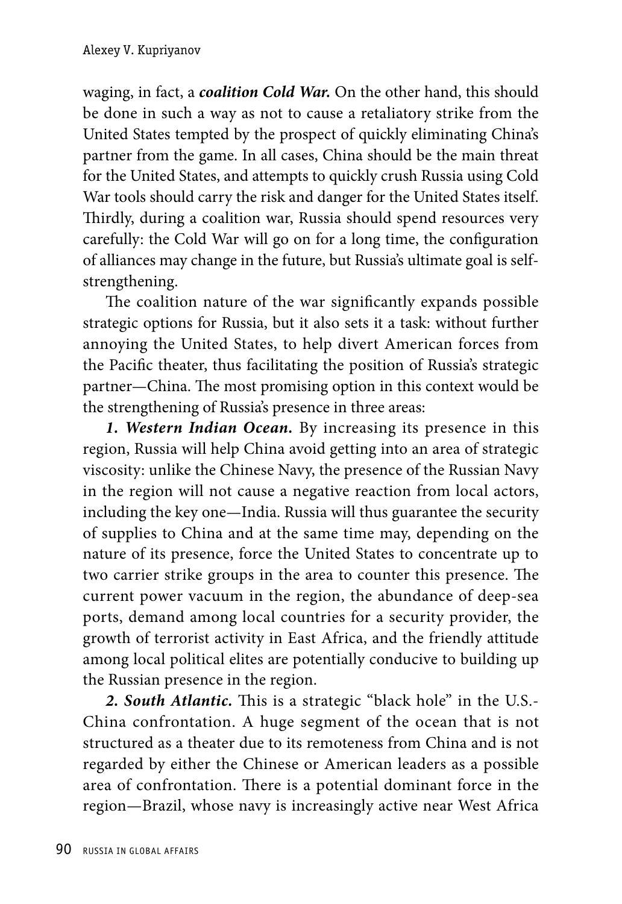waging, in fact, a ***coalition Cold War.*** On the other hand, this should be done in such a way as not to cause a retaliatory strike from the United States tempted by the prospect of quickly eliminating China's partner from the game. In all cases, China should be the main threat for the United States, and attempts to quickly crush Russia using Cold War tools should carry the risk and danger for the United States itself. Thirdly, during a coalition war, Russia should spend resources very carefully: the Cold War will go on for a long time, the configuration of alliances may change in the future, but Russia's ultimate goal is self-strengthening.

The coalition nature of the war significantly expands possible strategic options for Russia, but it also sets it a task: without further annoying the United States, to help divert American forces from the Pacific theater, thus facilitating the position of Russia's strategic partner—China. The most promising option in this context would be the strengthening of Russia's presence in three areas:

***1. Western Indian Ocean.*** By increasing its presence in this region, Russia will help China avoid getting into an area of strategic viscosity: unlike the Chinese Navy, the presence of the Russian Navy in the region will not cause a negative reaction from local actors, including the key one—India. Russia will thus guarantee the security of supplies to China and at the same time may, depending on the nature of its presence, force the United States to concentrate up to two carrier strike groups in the area to counter this presence. The current power vacuum in the region, the abundance of deep-sea ports, demand among local countries for a security provider, the growth of terrorist activity in East Africa, and the friendly attitude among local political elites are potentially conducive to building up the Russian presence in the region.

***2. South Atlantic.*** This is a strategic "black hole" in the U.S.-China confrontation. A huge segment of the ocean that is not structured as a theater due to its remoteness from China and is not regarded by either the Chinese or American leaders as a possible area of confrontation. There is a potential dominant force in the region—Brazil, whose navy is increasingly active near West Africa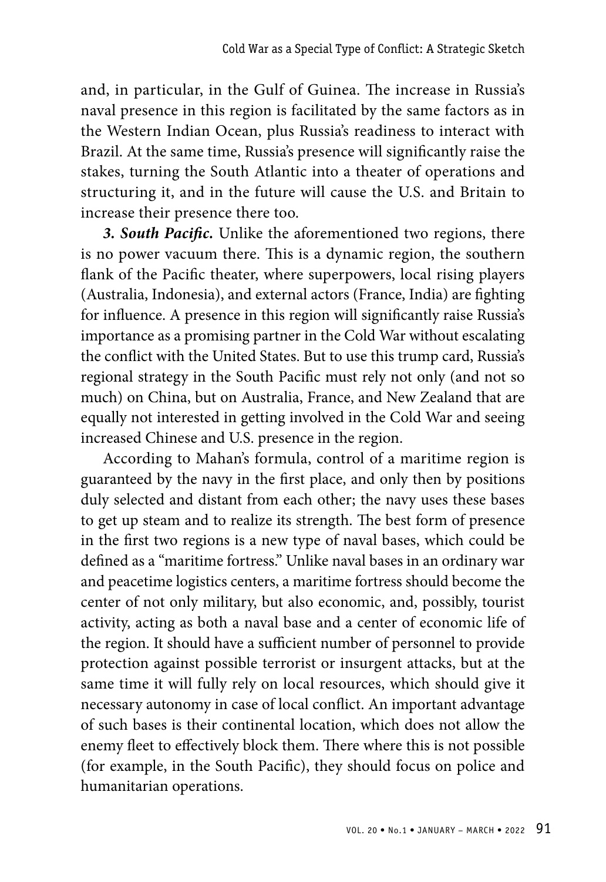and, in particular, in the Gulf of Guinea. The increase in Russia's naval presence in this region is facilitated by the same factors as in the Western Indian Ocean, plus Russia's readiness to interact with Brazil. At the same time, Russia's presence will significantly raise the stakes, turning the South Atlantic into a theater of operations and structuring it, and in the future will cause the U.S. and Britain to increase their presence there too.

***3. South Pacific.*** Unlike the aforementioned two regions, there is no power vacuum there. This is a dynamic region, the southern flank of the Pacific theater, where superpowers, local rising players (Australia, Indonesia), and external actors (France, India) are fighting for influence. A presence in this region will significantly raise Russia's importance as a promising partner in the Cold War without escalating the conflict with the United States. But to use this trump card, Russia's regional strategy in the South Pacific must rely not only (and not so much) on China, but on Australia, France, and New Zealand that are equally not interested in getting involved in the Cold War and seeing increased Chinese and U.S. presence in the region.

According to Mahan's formula, control of a maritime region is guaranteed by the navy in the first place, and only then by positions duly selected and distant from each other; the navy uses these bases to get up steam and to realize its strength. The best form of presence in the first two regions is a new type of naval bases, which could be defined as a "maritime fortress." Unlike naval bases in an ordinary war and peacetime logistics centers, a maritime fortress should become the center of not only military, but also economic, and, possibly, tourist activity, acting as both a naval base and a center of economic life of the region. It should have a sufficient number of personnel to provide protection against possible terrorist or insurgent attacks, but at the same time it will fully rely on local resources, which should give it necessary autonomy in case of local conflict. An important advantage of such bases is their continental location, which does not allow the enemy fleet to effectively block them. There where this is not possible (for example, in the South Pacific), they should focus on police and humanitarian operations.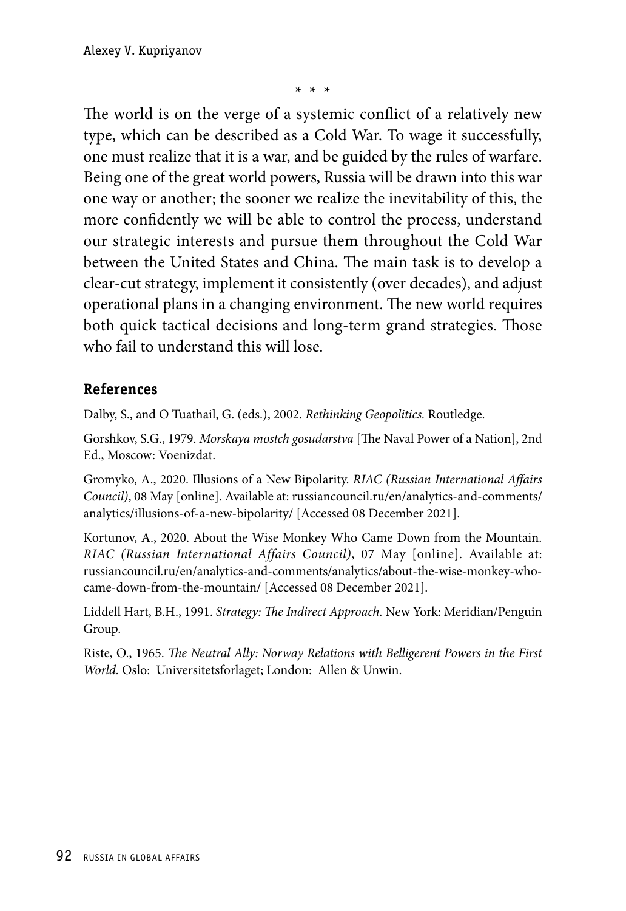\* \* \*

The world is on the verge of a systemic conflict of a relatively new type, which can be described as a Cold War. To wage it successfully, one must realize that it is a war, and be guided by the rules of warfare. Being one of the great world powers, Russia will be drawn into this war one way or another; the sooner we realize the inevitability of this, the more confidently we will be able to control the process, understand our strategic interests and pursue them throughout the Cold War between the United States and China. The main task is to develop a clear-cut strategy, implement it consistently (over decades), and adjust operational plans in a changing environment. The new world requires both quick tactical decisions and long-term grand strategies. Those who fail to understand this will lose.

## References

Dalby, S., and O Tuathail, G. (eds.), 2002. *Rethinking Geopolitics.* Routledge.

Gorshkov, S.G., 1979. *Morskaya mostch gosudarstva* [The Naval Power of a Nation], 2nd Ed., Moscow: Voenizdat.

Gromyko, A., 2020. Illusions of a New Bipolarity. *RIAC (Russian International Affairs Council)*, 08 May [online]. Available at: russiancouncil.ru/en/analytics-and-comments/analytics/illusions-of-a-new-bipolarity/ [Accessed 08 December 2021].

Kortunov, A., 2020. About the Wise Monkey Who Came Down from the Mountain. *RIAC (Russian International Affairs Council)*, 07 May [online]. Available at: russiancouncil.ru/en/analytics-and-comments/analytics/about-the-wise-monkey-who-came-down-from-the-mountain/ [Accessed 08 December 2021].

Liddell Hart, B.H., 1991. *Strategy: The Indirect Approach.* New York: Meridian/Penguin Group.

Riste, O., 1965. *The Neutral Ally: Norway Relations with Belligerent Powers in the First World.* Oslo: Universitetsforlaget; London: Allen & Unwin.